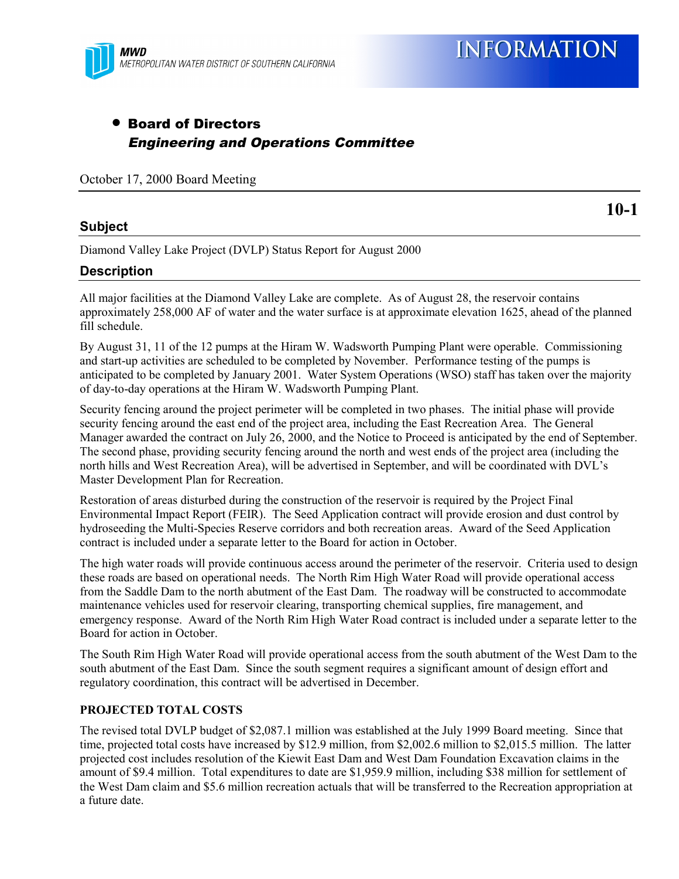MWD
METROPOLITAN WATER DISTRICT OF SOUTHERN CALIFORNIA

# INFORMATION

- **Board of Directors**
  ***Engineering and Operations Committee***

October 17, 2000 Board Meeting

**10-1**

## Subject

Diamond Valley Lake Project (DVLP) Status Report for August 2000

## Description

All major facilities at the Diamond Valley Lake are complete. As of August 28, the reservoir contains approximately 258,000 AF of water and the water surface is at approximate elevation 1625, ahead of the planned fill schedule.

By August 31, 11 of the 12 pumps at the Hiram W. Wadsworth Pumping Plant were operable. Commissioning and start-up activities are scheduled to be completed by November. Performance testing of the pumps is anticipated to be completed by January 2001. Water System Operations (WSO) staff has taken over the majority of day-to-day operations at the Hiram W. Wadsworth Pumping Plant.

Security fencing around the project perimeter will be completed in two phases. The initial phase will provide security fencing around the east end of the project area, including the East Recreation Area. The General Manager awarded the contract on July 26, 2000, and the Notice to Proceed is anticipated by the end of September. The second phase, providing security fencing around the north and west ends of the project area (including the north hills and West Recreation Area), will be advertised in September, and will be coordinated with DVL's Master Development Plan for Recreation.

Restoration of areas disturbed during the construction of the reservoir is required by the Project Final Environmental Impact Report (FEIR). The Seed Application contract will provide erosion and dust control by hydroseeding the Multi-Species Reserve corridors and both recreation areas. Award of the Seed Application contract is included under a separate letter to the Board for action in October.

The high water roads will provide continuous access around the perimeter of the reservoir. Criteria used to design these roads are based on operational needs. The North Rim High Water Road will provide operational access from the Saddle Dam to the north abutment of the East Dam. The roadway will be constructed to accommodate maintenance vehicles used for reservoir clearing, transporting chemical supplies, fire management, and emergency response. Award of the North Rim High Water Road contract is included under a separate letter to the Board for action in October.

The South Rim High Water Road will provide operational access from the south abutment of the West Dam to the south abutment of the East Dam. Since the south segment requires a significant amount of design effort and regulatory coordination, this contract will be advertised in December.

**PROJECTED TOTAL COSTS**

The revised total DVLP budget of $2,087.1 million was established at the July 1999 Board meeting. Since that time, projected total costs have increased by $12.9 million, from $2,002.6 million to $2,015.5 million. The latter projected cost includes resolution of the Kiewit East Dam and West Dam Foundation Excavation claims in the amount of $9.4 million. Total expenditures to date are $1,959.9 million, including $38 million for settlement of the West Dam claim and $5.6 million recreation actuals that will be transferred to the Recreation appropriation at a future date.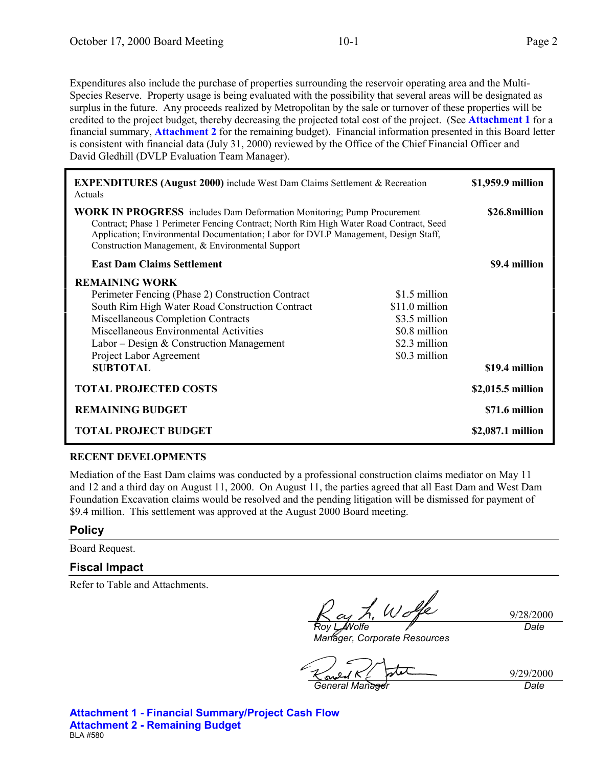Expenditures also include the purchase of properties surrounding the reservoir operating area and the Multi-Species Reserve. Property usage is being evaluated with the possibility that several areas will be designated as surplus in the future. Any proceeds realized by Metropolitan by the sale or turnover of these properties will be credited to the project budget, thereby decreasing the projected total cost of the project. (See **Attachment 1** for a financial summary, **Attachment 2** for the remaining budget). Financial information presented in this Board letter is consistent with financial data (July 31, 2000) reviewed by the Office of the Chief Financial Officer and David Gledhill (DVLP Evaluation Team Manager).

| Item | | Amount |
|---|---|---|
| **EXPENDITURES (August 2000)** include West Dam Claims Settlement & Recreation Actuals | | **$1,959.9 million** |
| **WORK IN PROGRESS** includes Dam Deformation Monitoring; Pump Procurement Contract; Phase 1 Perimeter Fencing Contract; North Rim High Water Road Contract, Seed Application; Environmental Documentation; Labor for DVLP Management, Design Staff, Construction Management, & Environmental Support | | **$26.8million** |
| **East Dam Claims Settlement** | | **$9.4 million** |
| **REMAINING WORK** | | |
| Perimeter Fencing (Phase 2) Construction Contract | $1.5 million | |
| South Rim High Water Road Construction Contract | $11.0 million | |
| Miscellaneous Completion Contracts | $3.5 million | |
| Miscellaneous Environmental Activities | $0.8 million | |
| Labor – Design & Construction Management | $2.3 million | |
| Project Labor Agreement | $0.3 million | |
| **SUBTOTAL** | | **$19.4 million** |
| **TOTAL PROJECTED COSTS** | | **$2,015.5 million** |
| **REMAINING BUDGET** | | **$71.6 million** |
| **TOTAL PROJECT BUDGET** | | **$2,087.1 million** |

**RECENT DEVELOPMENTS**

Mediation of the East Dam claims was conducted by a professional construction claims mediator on May 11 and 12 and a third day on August 11, 2000. On August 11, the parties agreed that all East Dam and West Dam Foundation Excavation claims would be resolved and the pending litigation will be dismissed for payment of $9.4 million. This settlement was approved at the August 2000 Board meeting.

## Policy

Board Request.

## Fiscal Impact

Refer to Table and Attachments.

*Roy L. Wolfe*
*Manager, Corporate Resources* — 9/28/2000 *Date*

*General Manager* — 9/29/2000 *Date*

**Attachment 1 - Financial Summary/Project Cash Flow**
**Attachment 2 - Remaining Budget**

BLA #580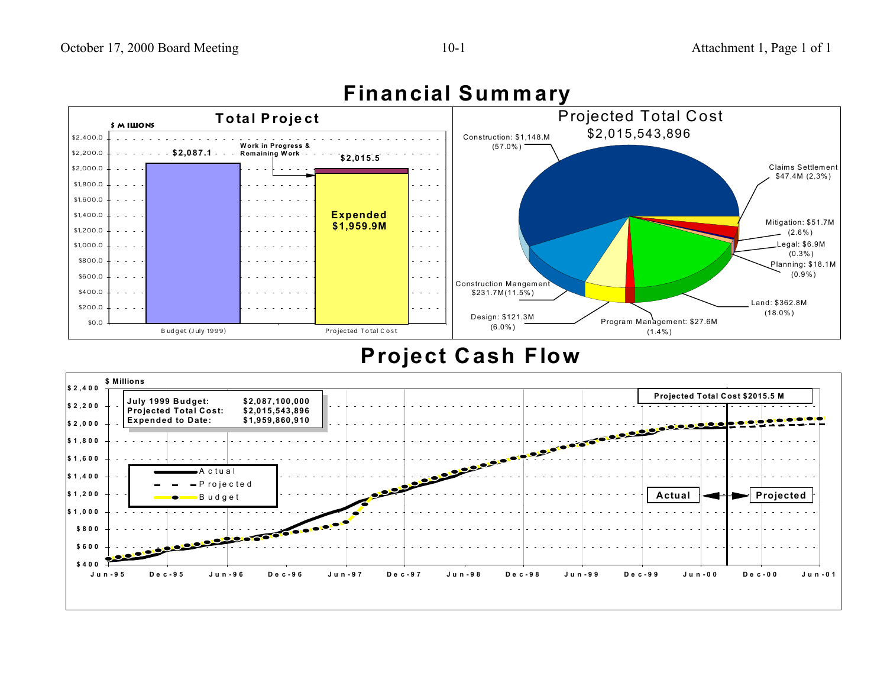# Financial Summary

## Total Project

$ Millions

| | Budget (July 1999) | Projected Total Cost |
|---|---|---|
| Total | $2,087.1 | $2,015.5 |
| Expended | | $1,959.9M |

Work in Progress & Remaining Work

## Projected Total Cost

$2,015,543,896

| Category | Amount | Percent |
|---|---|---|
| Construction | $1,148.M | 57.0% |
| Claims Settlement | $47.4M | 2.3% |
| Mitigation | $51.7M | 2.6% |
| Legal | $6.9M | 0.3% |
| Planning | $18.1M | 0.9% |
| Land | $362.8M | 18.0% |
| Program Management | $27.6M | 1.4% |
| Design | $121.3M | 6.0% |
| Construction Mangement | $231.7M | 11.5% |

# Project Cash Flow

$ Millions

| | |
|---|---|
| July 1999 Budget: | $2,087,100,000 |
| Projected Total Cost: | $2,015,543,896 |
| Expended to Date: | $1,959,860,910 |

Legend: Actual, Projected, Budget

Projected Total Cost $2015.5 M

Actual ← → Projected

Jun-95, Dec-95, Jun-96, Dec-96, Jun-97, Dec-97, Jun-98, Dec-98, Jun-99, Dec-99, Jun-00, Dec-00, Jun-01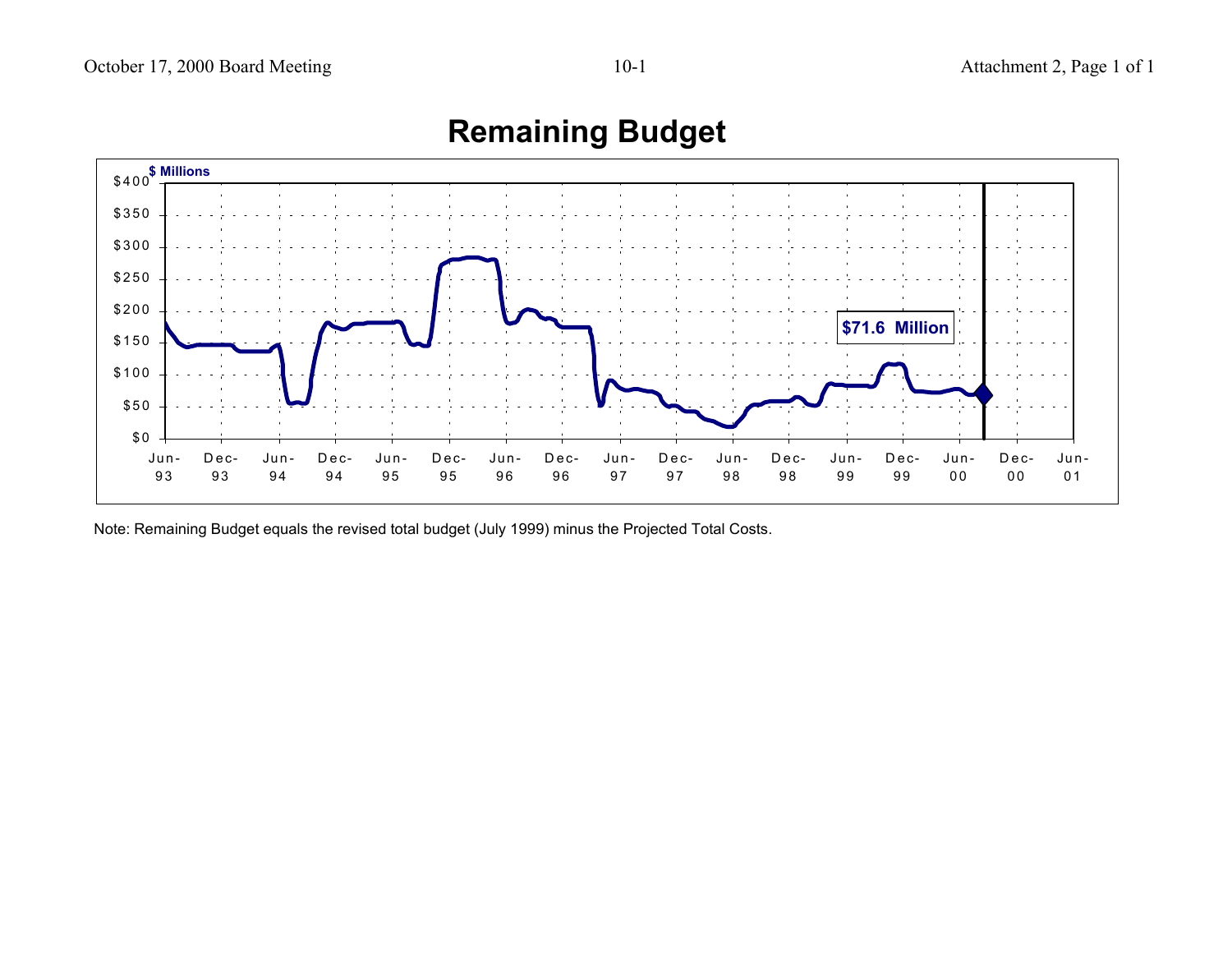# Remaining Budget

$ Millions

$400
$350
$300
$250
$200
$150
$100
$50
$0

Jun-93
Dec-93
Jun-94
Dec-94
Jun-95
Dec-95
Jun-96
Dec-96
Jun-97
Dec-97
Jun-98
Dec-98
Jun-99
Dec-99
Jun-00
Dec-00
Jun-01

$71.6 Million

Note: Remaining Budget equals the revised total budget (July 1999) minus the Projected Total Costs.